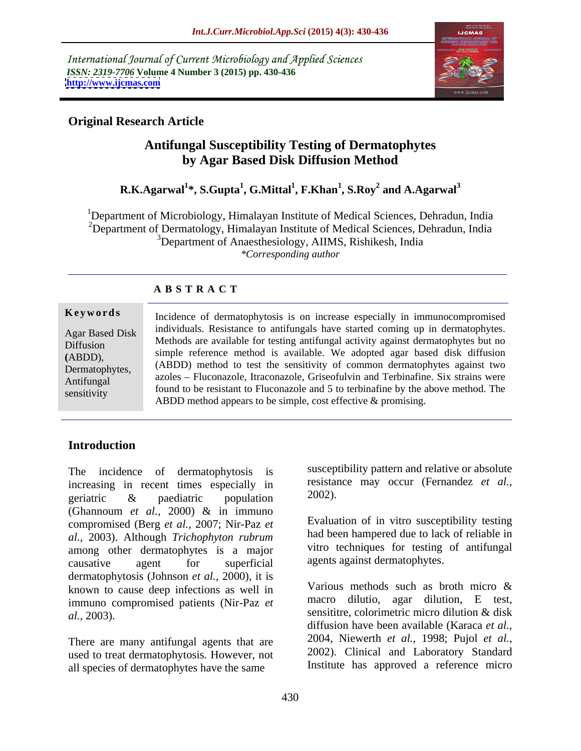International Journal of Current Microbiology and Applied Sciences
*ISSN: 2319-7706* **Volume 4 Number 3 (2015) pp. 430-436**
**http://www.ijcmas.com**

**Original Research Article**

# Antifungal Susceptibility Testing of Dermatophytes by Agar Based Disk Diffusion Method

**R.K.Agarwal[1]*, S.Gupta[1], G.Mittal[1], F.Khan[1], S.Roy[2] and A.Agarwal[3]**

[1]Department of Microbiology, Himalayan Institute of Medical Sciences, Dehradun, India
[2]Department of Dermatology, Himalayan Institute of Medical Sciences, Dehradun, India
[3]Department of Anaesthesiology, AIIMS, Rishikesh, India
*\*Corresponding author*

## A B S T R A C T

**Keywords**

Agar Based Disk Diffusion **(**ABDD), Dermatophytes, Antifungal sensitivity

Incidence of dermatophytosis is on increase especially in immunocompromised individuals. Resistance to antifungals have started coming up in dermatophytes. Methods are available for testing antifungal activity against dermatophytes but no simple reference method is available. We adopted agar based disk diffusion (ABDD) method to test the sensitivity of common dermatophytes against two azoles – Fluconazole, Itraconazole, Griseofulvin and Terbinafine. Six strains were found to be resistant to Fluconazole and 5 to terbinafine by the above method. The ABDD method appears to be simple, cost effective & promising.

## Introduction

The incidence of dermatophytosis is increasing in recent times especially in geriatric & paediatric population (Ghannoum *et al.*, 2000) & in immuno compromised (Berg *et al.*, 2007; Nir-Paz *et al.*, 2003). Although *Trichophyton rubrum* among other dermatophytes is a major causative agent for superficial dermatophytosis (Johnson *et al.*, 2000), it is known to cause deep infections as well in immuno compromised patients (Nir-Paz *et al.*, 2003).

There are many antifungal agents that are used to treat dermatophytosis. However, not all species of dermatophytes have the same susceptibility pattern and relative or absolute resistance may occur (Fernandez *et al.*, 2002).

Evaluation of in vitro susceptibility testing had been hampered due to lack of reliable in vitro techniques for testing of antifungal agents against dermatophytes.

Various methods such as broth micro & macro dilutio, agar dilution, E test, sensititre, colorimetric micro dilution & disk diffusion have been available (Karaca *et al.*, 2004, Niewerth *et al.*, 1998; Pujol *et al.*, 2002). Clinical and Laboratory Standard Institute has approved a reference micro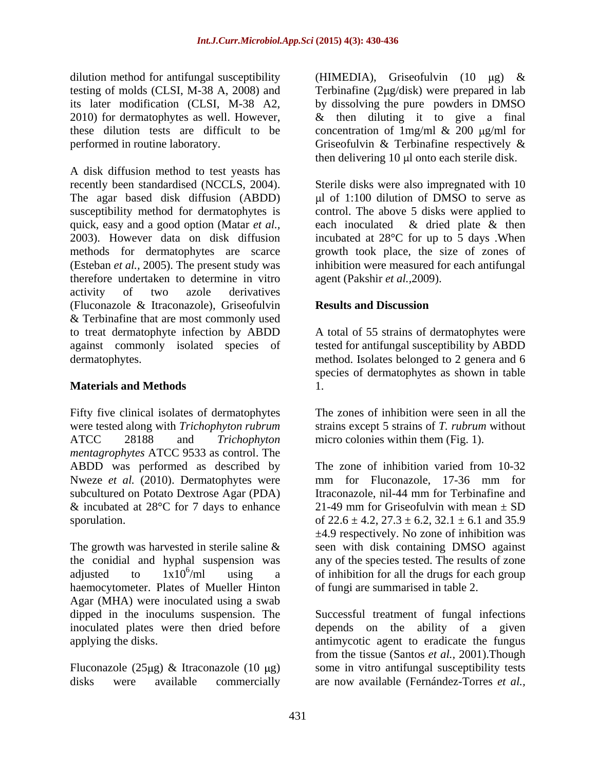dilution method for antifungal susceptibility testing of molds (CLSI, M-38 A, 2008) and its later modification (CLSI, M-38 A2, 2010) for dermatophytes as well. However, these dilution tests are difficult to be performed in routine laboratory.

A disk diffusion method to test yeasts has recently been standardised (NCCLS, 2004). The agar based disk diffusion (ABDD) susceptibility method for dermatophytes is quick, easy and a good option (Matar *et al.*, 2003). However data on disk diffusion methods for dermatophytes are scarce (Esteban *et al.,* 2005). The present study was therefore undertaken to determine in vitro activity of two azole derivatives (Fluconazole & Itraconazole), Griseofulvin & Terbinafine that are most commonly used to treat dermatophyte infection by ABDD against commonly isolated species of dermatophytes.

## Materials and Methods

Fifty five clinical isolates of dermatophytes were tested along with *Trichophyton rubrum* ATCC 28188 and *Trichophyton mentagrophytes* ATCC 9533 as control. The ABDD was performed as described by Nweze *et al.* (2010). Dermatophytes were subcultured on Potato Dextrose Agar (PDA) & incubated at 28°C for 7 days to enhance sporulation.

The growth was harvested in sterile saline & the conidial and hyphal suspension was adjusted to $1x10^6$/ml using a haemocytometer. Plates of Mueller Hinton Agar (MHA) were inoculated using a swab dipped in the inoculums suspension. The inoculated plates were then dried before applying the disks.

Fluconazole (25μg) & Itraconazole (10 μg) disks were available commercially (HIMEDIA), Griseofulvin (10 μg) & Terbinafine (2μg/disk) were prepared in lab by dissolving the pure powders in DMSO & then diluting it to give a final concentration of 1mg/ml & 200 μg/ml for Griseofulvin & Terbinafine respectively & then delivering 10 μl onto each sterile disk.

Sterile disks were also impregnated with 10 μl of 1:100 dilution of DMSO to serve as control. The above 5 disks were applied to each inoculated & dried plate & then incubated at 28°C for up to 5 days .When growth took place, the size of zones of inhibition were measured for each antifungal agent (Pakshir *et al.,*2009).

## Results and Discussion

A total of 55 strains of dermatophytes were tested for antifungal susceptibility by ABDD method. Isolates belonged to 2 genera and 6 species of dermatophytes as shown in table 1.

The zones of inhibition were seen in all the strains except 5 strains of *T. rubrum* without micro colonies within them (Fig. 1).

The zone of inhibition varied from 10-32 mm for Fluconazole, 17-36 mm for Itraconazole, nil-44 mm for Terbinafine and 21-49 mm for Griseofulvin with mean ± SD of 22.6 ± 4.2, 27.3 ± 6.2, 32.1 ± 6.1 and 35.9 ±4.9 respectively. No zone of inhibition was seen with disk containing DMSO against any of the species tested. The results of zone of inhibition for all the drugs for each group of fungi are summarised in table 2.

Successful treatment of fungal infections depends on the ability of a given antimycotic agent to eradicate the fungus from the tissue (Santos *et al.*, 2001).Though some in vitro antifungal susceptibility tests are now available (Fernández-Torres *et al.,*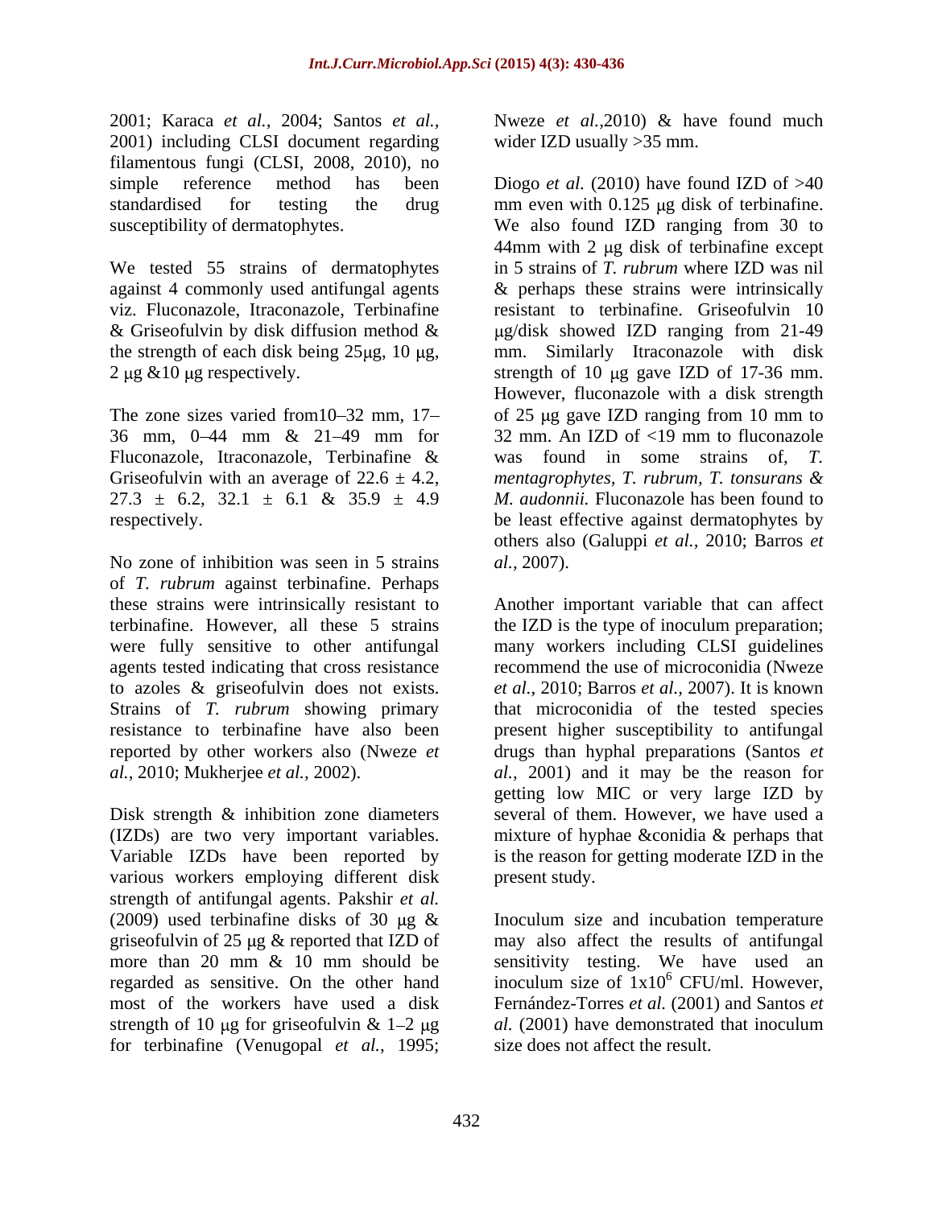2001; Karaca *et al.,* 2004; Santos *et al.,* 2001) including CLSI document regarding filamentous fungi (CLSI, 2008, 2010), no simple reference method has been standardised for testing the drug susceptibility of dermatophytes.

We tested 55 strains of dermatophytes against 4 commonly used antifungal agents viz. Fluconazole, Itraconazole, Terbinafine & Griseofulvin by disk diffusion method & the strength of each disk being 25μg, 10 μg, 2 μg &10 μg respectively.

The zone sizes varied from10–32 mm, 17–36 mm, 0–44 mm & 21–49 mm for Fluconazole, Itraconazole, Terbinafine & Griseofulvin with an average of 22.6 ± 4.2, 27.3 ± 6.2, 32.1 ± 6.1 & 35.9 ± 4.9 respectively.

No zone of inhibition was seen in 5 strains of *T. rubrum* against terbinafine. Perhaps these strains were intrinsically resistant to terbinafine. However, all these 5 strains were fully sensitive to other antifungal agents tested indicating that cross resistance to azoles & griseofulvin does not exists. Strains of *T. rubrum* showing primary resistance to terbinafine have also been reported by other workers also (Nweze *et al.,* 2010; Mukherjee *et al.,* 2002).

Disk strength & inhibition zone diameters (IZDs) are two very important variables. Variable IZDs have been reported by various workers employing different disk strength of antifungal agents. Pakshir *et al.* (2009) used terbinafine disks of 30 μg & griseofulvin of 25 μg & reported that IZD of more than 20 mm & 10 mm should be regarded as sensitive. On the other hand most of the workers have used a disk strength of 10 μg for griseofulvin & 1–2 μg for terbinafine (Venugopal *et al.,* 1995; Nweze *et al.,*2010) & have found much wider IZD usually >35 mm.

Diogo *et al.* (2010) have found IZD of >40 mm even with 0.125 μg disk of terbinafine. We also found IZD ranging from 30 to 44mm with 2 μg disk of terbinafine except in 5 strains of *T. rubrum* where IZD was nil & perhaps these strains were intrinsically resistant to terbinafine. Griseofulvin 10 μg/disk showed IZD ranging from 21-49 mm. Similarly Itraconazole with disk strength of 10 μg gave IZD of 17-36 mm. However, fluconazole with a disk strength of 25 μg gave IZD ranging from 10 mm to 32 mm. An IZD of <19 mm to fluconazole was found in some strains of, *T. mentagrophytes, T. rubrum, T. tonsurans & M. audonnii.* Fluconazole has been found to be least effective against dermatophytes by others also (Galuppi *et al.,* 2010; Barros *et al.,* 2007).

Another important variable that can affect the IZD is the type of inoculum preparation; many workers including CLSI guidelines recommend the use of microconidia (Nweze *et al.,* 2010; Barros *et al.,* 2007). It is known that microconidia of the tested species present higher susceptibility to antifungal drugs than hyphal preparations (Santos *et al.,* 2001) and it may be the reason for getting low MIC or very large IZD by several of them. However, we have used a mixture of hyphae &conidia & perhaps that is the reason for getting moderate IZD in the present study.

Inoculum size and incubation temperature may also affect the results of antifungal sensitivity testing. We have used an inoculum size of $1 \times 10^6$ CFU/ml. However, Fernández-Torres *et al.* (2001) and Santos *et al.* (2001) have demonstrated that inoculum size does not affect the result.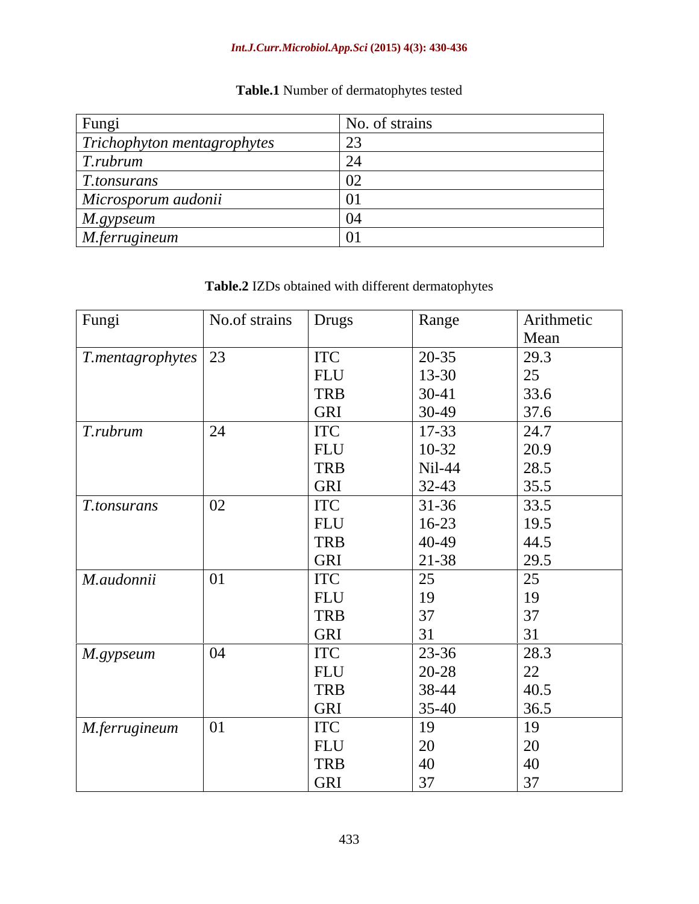**Table.1** Number of dermatophytes tested

| Fungi | No. of strains |
|---|---|
| *Trichophyton mentagrophytes* | 23 |
| *T.rubrum* | 24 |
| *T.tonsurans* | 02 |
| *Microsporum audonii* | 01 |
| *M.gypseum* | 04 |
| *M.ferrugineum* | 01 |

**Table.2** IZDs obtained with different dermatophytes

| Fungi | No.of strains | Drugs | Range | Arithmetic Mean |
|---|---|---|---|---|
| *T.mentagrophytes* | 23 | ITC | 20-35 | 29.3 |
| | | FLU | 13-30 | 25 |
| | | TRB | 30-41 | 33.6 |
| | | GRI | 30-49 | 37.6 |
| *T.rubrum* | 24 | ITC | 17-33 | 24.7 |
| | | FLU | 10-32 | 20.9 |
| | | TRB | Nil-44 | 28.5 |
| | | GRI | 32-43 | 35.5 |
| *T.tonsurans* | 02 | ITC | 31-36 | 33.5 |
| | | FLU | 16-23 | 19.5 |
| | | TRB | 40-49 | 44.5 |
| | | GRI | 21-38 | 29.5 |
| *M.audonnii* | 01 | ITC | 25 | 25 |
| | | FLU | 19 | 19 |
| | | TRB | 37 | 37 |
| | | GRI | 31 | 31 |
| *M.gypseum* | 04 | ITC | 23-36 | 28.3 |
| | | FLU | 20-28 | 22 |
| | | TRB | 38-44 | 40.5 |
| | | GRI | 35-40 | 36.5 |
| *M.ferrugineum* | 01 | ITC | 19 | 19 |
| | | FLU | 20 | 20 |
| | | TRB | 40 | 40 |
| | | GRI | 37 | 37 |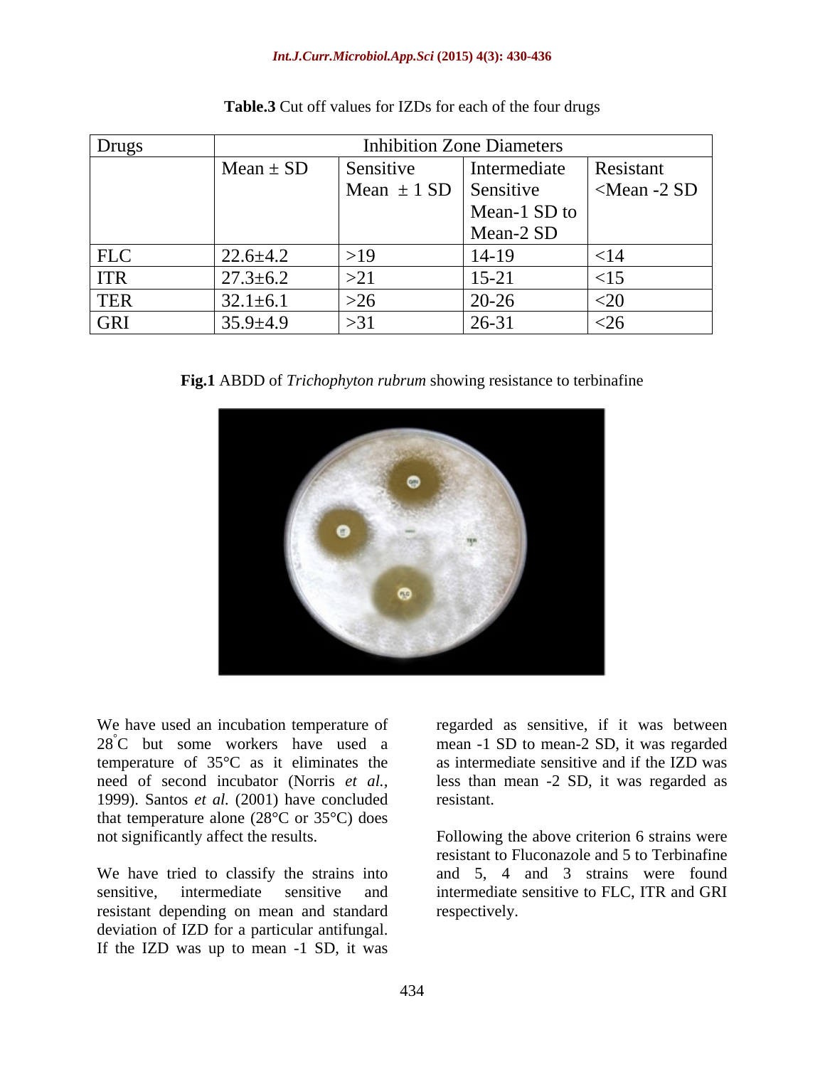**Table.3** Cut off values for IZDs for each of the four drugs

| Drugs | Inhibition Zone Diameters | | | |
|---|---|---|---|---|
| | Mean ± SD | Sensitive Mean ± 1 SD | Intermediate Sensitive Mean-1 SD to Mean-2 SD | Resistant <Mean -2 SD |
| FLC | 22.6±4.2 | >19 | 14-19 | <14 |
| ITR | 27.3±6.2 | >21 | 15-21 | <15 |
| TER | 32.1±6.1 | >26 | 20-26 | <20 |
| GRI | 35.9±4.9 | >31 | 26-31 | <26 |

**Fig.1** ABDD of *Trichophyton rubrum* showing resistance to terbinafine

We have used an incubation temperature of 28°C but some workers have used a temperature of 35°C as it eliminates the need of second incubator (Norris *et al.,* 1999). Santos *et al.* (2001) have concluded that temperature alone (28°C or 35°C) does not significantly affect the results.

We have tried to classify the strains into sensitive, intermediate sensitive and resistant depending on mean and standard deviation of IZD for a particular antifungal. If the IZD was up to mean -1 SD, it was regarded as sensitive, if it was between mean -1 SD to mean-2 SD, it was regarded as intermediate sensitive and if the IZD was less than mean -2 SD, it was regarded as resistant.

Following the above criterion 6 strains were resistant to Fluconazole and 5 to Terbinafine and 5, 4 and 3 strains were found intermediate sensitive to FLC, ITR and GRI respectively.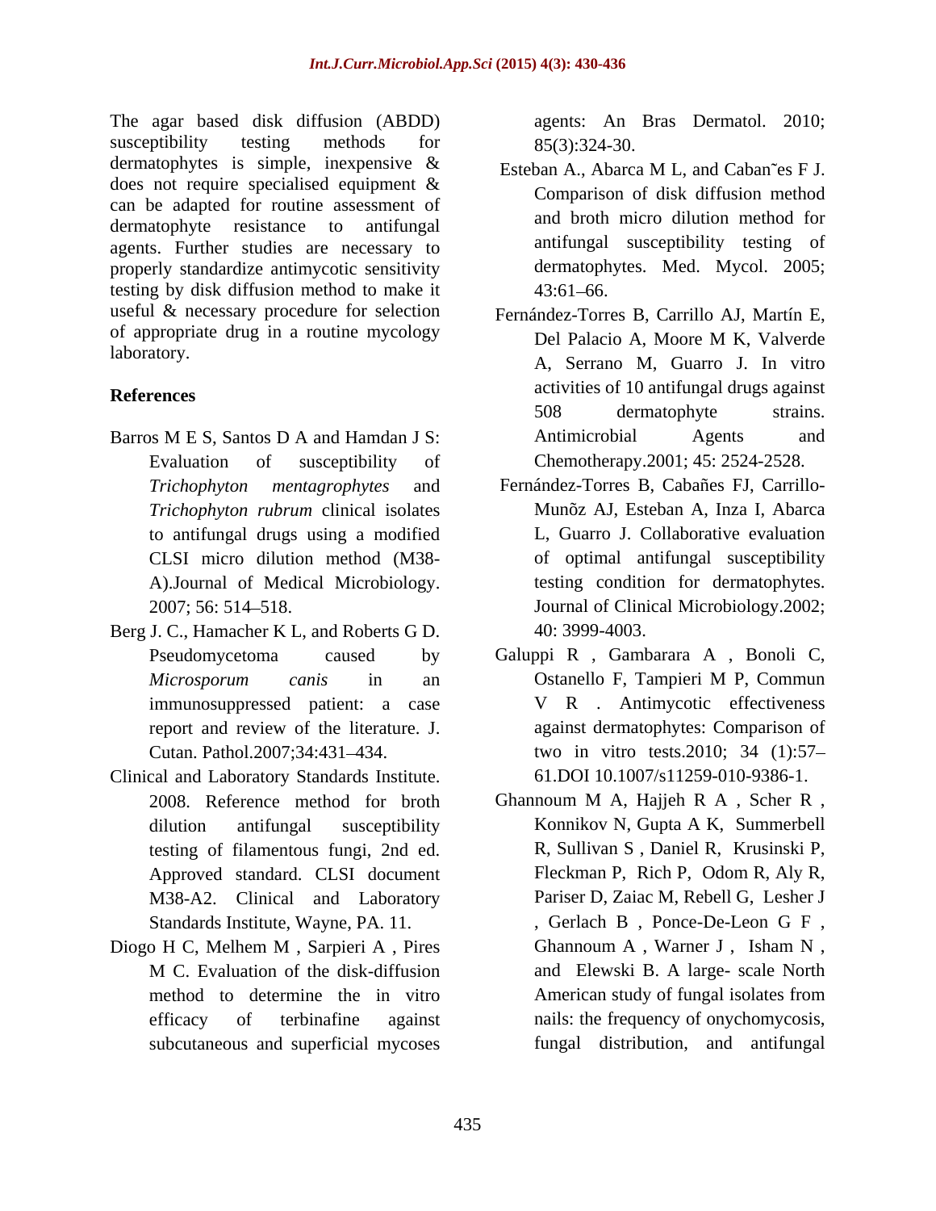The agar based disk diffusion (ABDD) susceptibility testing methods for dermatophytes is simple, inexpensive & does not require specialised equipment & can be adapted for routine assessment of dermatophyte resistance to antifungal agents. Further studies are necessary to properly standardize antimycotic sensitivity testing by disk diffusion method to make it useful & necessary procedure for selection of appropriate drug in a routine mycology laboratory.

## References

Barros M E S, Santos D A and Hamdan J S: Evaluation of susceptibility of *Trichophyton mentagrophytes* and *Trichophyton rubrum* clinical isolates to antifungal drugs using a modified CLSI micro dilution method (M38-A).Journal of Medical Microbiology. 2007; 56: 514–518.

Berg J. C., Hamacher K L, and Roberts G D. Pseudomycetoma caused by *Microsporum canis* in an immunosuppressed patient: a case report and review of the literature. J. Cutan. Pathol.2007;34:431–434.

Clinical and Laboratory Standards Institute. 2008. Reference method for broth dilution antifungal susceptibility testing of filamentous fungi, 2nd ed. Approved standard. CLSI document M38-A2. Clinical and Laboratory Standards Institute, Wayne, PA. 11.

Diogo H C, Melhem M , Sarpieri A , Pires M C. Evaluation of the disk-diffusion method to determine the in vitro efficacy of terbinafine against subcutaneous and superficial mycoses agents: An Bras Dermatol. 2010; 85(3):324-30.

Esteban A., Abarca M L, and Caban˜es F J. Comparison of disk diffusion method and broth micro dilution method for antifungal susceptibility testing of dermatophytes. Med. Mycol. 2005; 43:61–66.

Fernández-Torres B, Carrillo AJ, Martín E, Del Palacio A, Moore M K, Valverde A, Serrano M, Guarro J. In vitro activities of 10 antifungal drugs against 508 dermatophyte strains. Antimicrobial Agents and Chemotherapy.2001; 45: 2524-2528.

Fernández-Torres B, Cabañes FJ, Carrillo-Munõz AJ, Esteban A, Inza I, Abarca L, Guarro J. Collaborative evaluation of optimal antifungal susceptibility testing condition for dermatophytes. Journal of Clinical Microbiology.2002; 40: 3999-4003.

Galuppi R , Gambarara A , Bonoli C, Ostanello F, Tampieri M P, Commun V R . Antimycotic effectiveness against dermatophytes: Comparison of two in vitro tests.2010; 34 (1):57–61.DOI 10.1007/s11259-010-9386-1.

Ghannoum M A, Hajjeh R A , Scher R , Konnikov N, Gupta A K, Summerbell R, Sullivan S , Daniel R, Krusinski P, Fleckman P, Rich P, Odom R, Aly R, Pariser D, Zaiac M, Rebell G, Lesher J , Gerlach B , Ponce-De-Leon G F , Ghannoum A , Warner J , Isham N , and Elewski B. A large- scale North American study of fungal isolates from nails: the frequency of onychomycosis, fungal distribution, and antifungal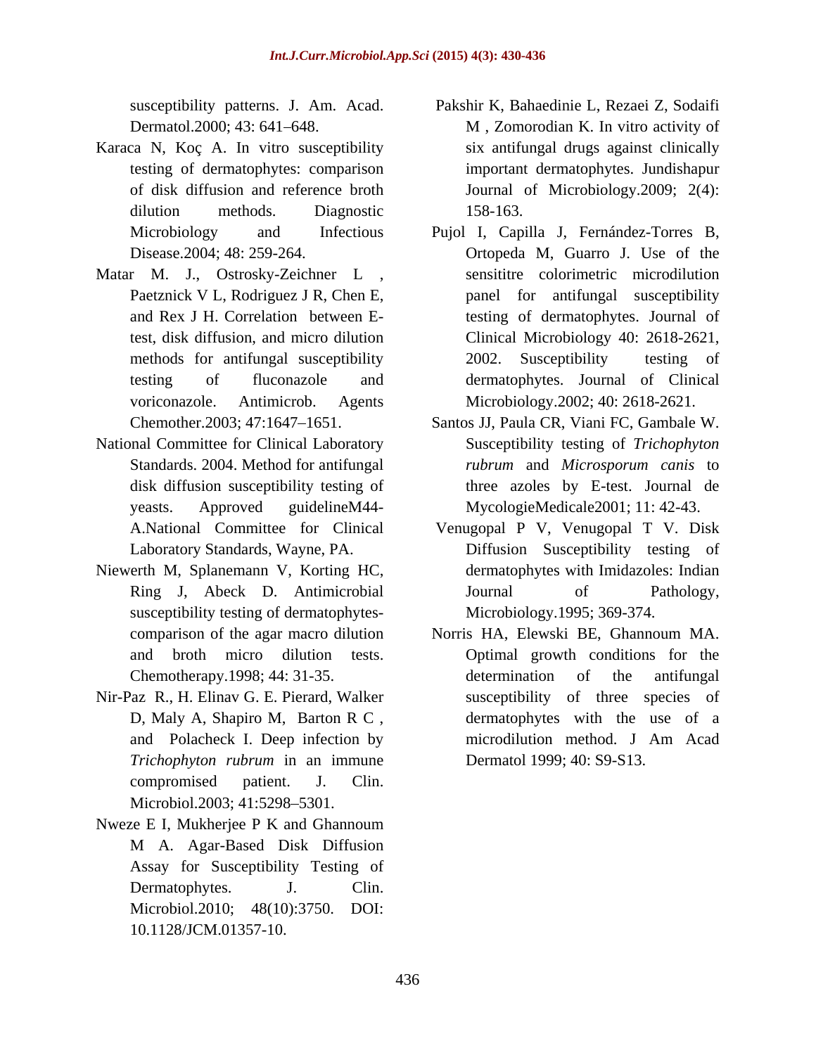susceptibility patterns. J. Am. Acad. Dermatol.2000; 43: 641–648.

Karaca N, Koç A. In vitro susceptibility testing of dermatophytes: comparison of disk diffusion and reference broth dilution methods. Diagnostic Microbiology and Infectious Disease.2004; 48: 259-264.

Matar M. J., Ostrosky-Zeichner L , Paetznick V L, Rodriguez J R, Chen E, and Rex J H. Correlation between E-test, disk diffusion, and micro dilution methods for antifungal susceptibility testing of fluconazole and voriconazole. Antimicrob. Agents Chemother.2003; 47:1647–1651.

National Committee for Clinical Laboratory Standards. 2004. Method for antifungal disk diffusion susceptibility testing of yeasts. Approved guidelineM44-A.National Committee for Clinical Laboratory Standards, Wayne, PA.

Niewerth M, Splanemann V, Korting HC, Ring J, Abeck D. Antimicrobial susceptibility testing of dermatophytes-comparison of the agar macro dilution and broth micro dilution tests. Chemotherapy.1998; 44: 31-35.

Nir-Paz R., H. Elinav G. E. Pierard, Walker D, Maly A, Shapiro M, Barton R C , and Polacheck I. Deep infection by *Trichophyton rubrum* in an immune compromised patient. J. Clin. Microbiol.2003; 41:5298–5301.

Nweze E I, Mukherjee P K and Ghannoum M A. Agar-Based Disk Diffusion Assay for Susceptibility Testing of Dermatophytes. J. Clin. Microbiol.2010; 48(10):3750. DOI: 10.1128/JCM.01357-10.

Pakshir K, Bahaedinie L, Rezaei Z, Sodaifi M , Zomorodian K. In vitro activity of six antifungal drugs against clinically important dermatophytes. Jundishapur Journal of Microbiology.2009; 2(4): 158-163.

Pujol I, Capilla J, Fernández-Torres B, Ortopeda M, Guarro J. Use of the sensititre colorimetric microdilution panel for antifungal susceptibility testing of dermatophytes. Journal of Clinical Microbiology 40: 2618-2621, 2002. Susceptibility testing of dermatophytes. Journal of Clinical Microbiology.2002; 40: 2618-2621.

Santos JJ, Paula CR, Viani FC, Gambale W. Susceptibility testing of *Trichophyton rubrum* and *Microsporum canis* to three azoles by E-test. Journal de MycologieMedicale2001; 11: 42-43.

Venugopal P V, Venugopal T V. Disk Diffusion Susceptibility testing of dermatophytes with Imidazoles: Indian Journal of Pathology, Microbiology.1995; 369-374.

Norris HA, Elewski BE, Ghannoum MA. Optimal growth conditions for the determination of the antifungal susceptibility of three species of dermatophytes with the use of a microdilution method. J Am Acad Dermatol 1999; 40: S9-S13.